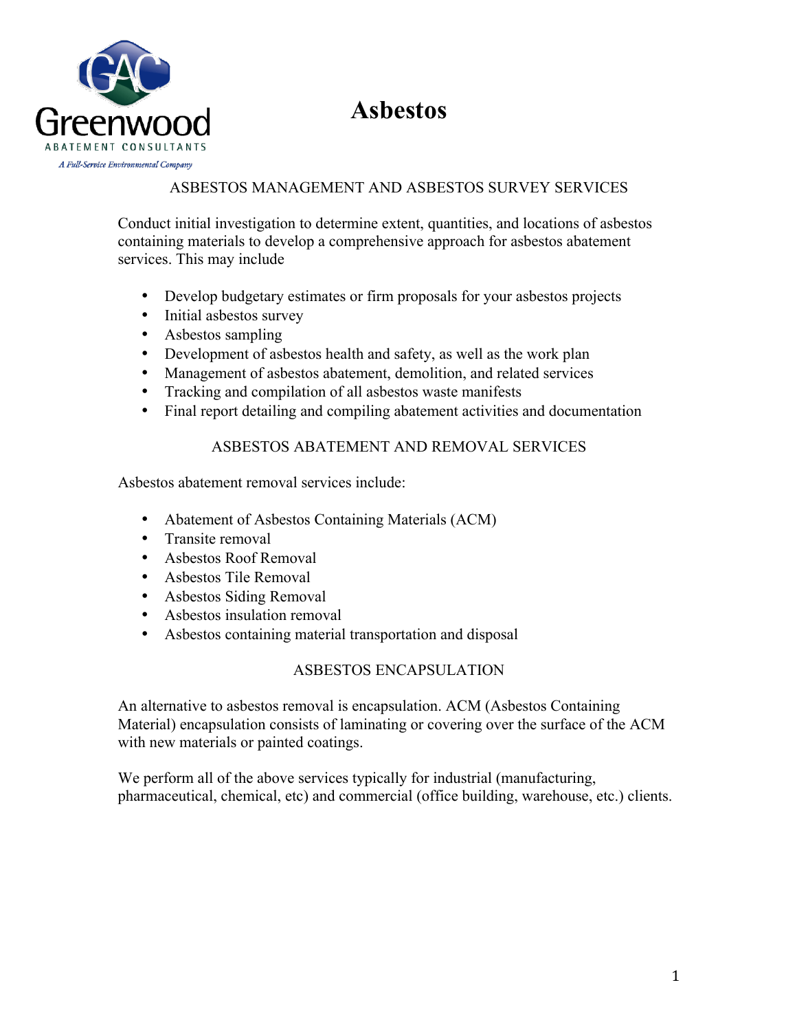Greenwood

ABATEMENT CONSULTANTS

*A Full-Service Environmental Company*

# Asbestos

## ASBESTOS MANAGEMENT AND ASBESTOS SURVEY SERVICES

Conduct initial investigation to determine extent, quantities, and locations of asbestos containing materials to develop a comprehensive approach for asbestos abatement services. This may include

- Develop budgetary estimates or firm proposals for your asbestos projects
- Initial asbestos survey
- Asbestos sampling
- Development of asbestos health and safety, as well as the work plan
- Management of asbestos abatement, demolition, and related services
- Tracking and compilation of all asbestos waste manifests
- Final report detailing and compiling abatement activities and documentation

## ASBESTOS ABATEMENT AND REMOVAL SERVICES

Asbestos abatement removal services include:

- Abatement of Asbestos Containing Materials (ACM)
- Transite removal
- Asbestos Roof Removal
- Asbestos Tile Removal
- Asbestos Siding Removal
- Asbestos insulation removal
- Asbestos containing material transportation and disposal

## ASBESTOS ENCAPSULATION

An alternative to asbestos removal is encapsulation. ACM (Asbestos Containing Material) encapsulation consists of laminating or covering over the surface of the ACM with new materials or painted coatings.

We perform all of the above services typically for industrial (manufacturing, pharmaceutical, chemical, etc) and commercial (office building, warehouse, etc.) clients.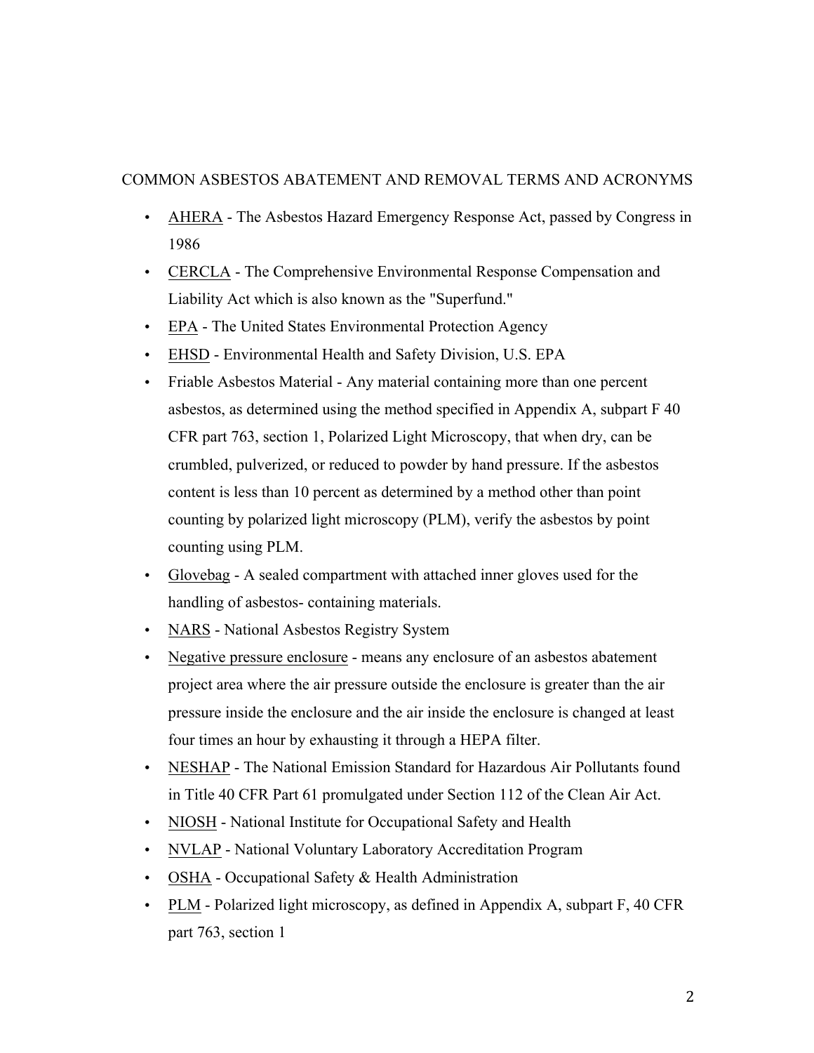## COMMON ASBESTOS ABATEMENT AND REMOVAL TERMS AND ACRONYMS

- AHERA - The Asbestos Hazard Emergency Response Act, passed by Congress in 1986
- CERCLA - The Comprehensive Environmental Response Compensation and Liability Act which is also known as the "Superfund."
- EPA - The United States Environmental Protection Agency
- EHSD - Environmental Health and Safety Division, U.S. EPA
- Friable Asbestos Material - Any material containing more than one percent asbestos, as determined using the method specified in Appendix A, subpart F 40 CFR part 763, section 1, Polarized Light Microscopy, that when dry, can be crumbled, pulverized, or reduced to powder by hand pressure. If the asbestos content is less than 10 percent as determined by a method other than point counting by polarized light microscopy (PLM), verify the asbestos by point counting using PLM.
- Glovebag - A sealed compartment with attached inner gloves used for the handling of asbestos- containing materials.
- NARS - National Asbestos Registry System
- Negative pressure enclosure - means any enclosure of an asbestos abatement project area where the air pressure outside the enclosure is greater than the air pressure inside the enclosure and the air inside the enclosure is changed at least four times an hour by exhausting it through a HEPA filter.
- NESHAP - The National Emission Standard for Hazardous Air Pollutants found in Title 40 CFR Part 61 promulgated under Section 112 of the Clean Air Act.
- NIOSH - National Institute for Occupational Safety and Health
- NVLAP - National Voluntary Laboratory Accreditation Program
- OSHA - Occupational Safety & Health Administration
- PLM - Polarized light microscopy, as defined in Appendix A, subpart F, 40 CFR part 763, section 1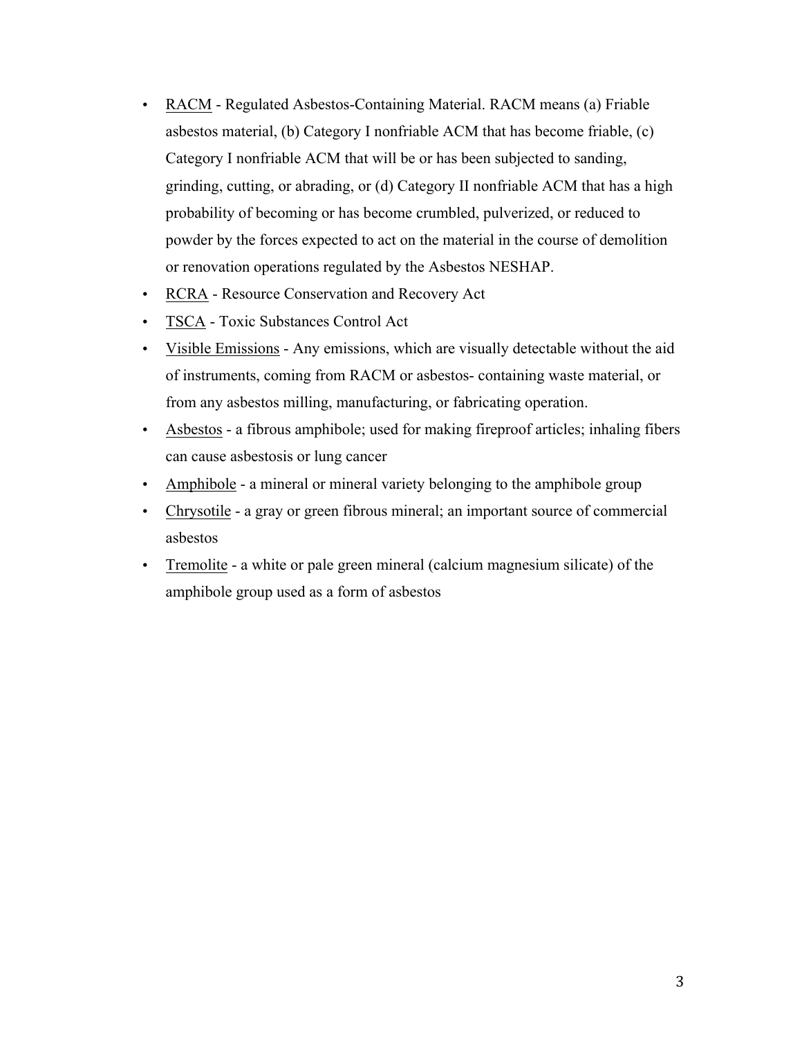- RACM - Regulated Asbestos-Containing Material. RACM means (a) Friable asbestos material, (b) Category I nonfriable ACM that has become friable, (c) Category I nonfriable ACM that will be or has been subjected to sanding, grinding, cutting, or abrading, or (d) Category II nonfriable ACM that has a high probability of becoming or has become crumbled, pulverized, or reduced to powder by the forces expected to act on the material in the course of demolition or renovation operations regulated by the Asbestos NESHAP.
- RCRA - Resource Conservation and Recovery Act
- TSCA - Toxic Substances Control Act
- Visible Emissions - Any emissions, which are visually detectable without the aid of instruments, coming from RACM or asbestos- containing waste material, or from any asbestos milling, manufacturing, or fabricating operation.
- Asbestos - a fibrous amphibole; used for making fireproof articles; inhaling fibers can cause asbestosis or lung cancer
- Amphibole - a mineral or mineral variety belonging to the amphibole group
- Chrysotile - a gray or green fibrous mineral; an important source of commercial asbestos
- Tremolite - a white or pale green mineral (calcium magnesium silicate) of the amphibole group used as a form of asbestos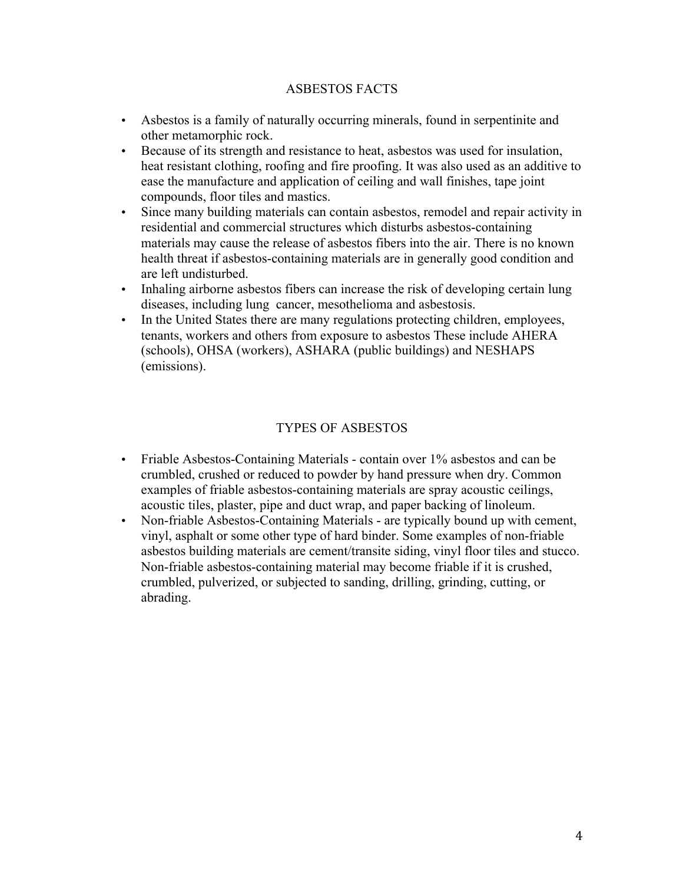## ASBESTOS FACTS

- Asbestos is a family of naturally occurring minerals, found in serpentinite and other metamorphic rock.
- Because of its strength and resistance to heat, asbestos was used for insulation, heat resistant clothing, roofing and fire proofing. It was also used as an additive to ease the manufacture and application of ceiling and wall finishes, tape joint compounds, floor tiles and mastics.
- Since many building materials can contain asbestos, remodel and repair activity in residential and commercial structures which disturbs asbestos-containing materials may cause the release of asbestos fibers into the air. There is no known health threat if asbestos-containing materials are in generally good condition and are left undisturbed.
- Inhaling airborne asbestos fibers can increase the risk of developing certain lung diseases, including lung cancer, mesothelioma and asbestosis.
- In the United States there are many regulations protecting children, employees, tenants, workers and others from exposure to asbestos These include AHERA (schools), OHSA (workers), ASHARA (public buildings) and NESHAPS (emissions).

## TYPES OF ASBESTOS

- Friable Asbestos-Containing Materials - contain over 1% asbestos and can be crumbled, crushed or reduced to powder by hand pressure when dry. Common examples of friable asbestos-containing materials are spray acoustic ceilings, acoustic tiles, plaster, pipe and duct wrap, and paper backing of linoleum.
- Non-friable Asbestos-Containing Materials - are typically bound up with cement, vinyl, asphalt or some other type of hard binder. Some examples of non-friable asbestos building materials are cement/transite siding, vinyl floor tiles and stucco. Non-friable asbestos-containing material may become friable if it is crushed, crumbled, pulverized, or subjected to sanding, drilling, grinding, cutting, or abrading.